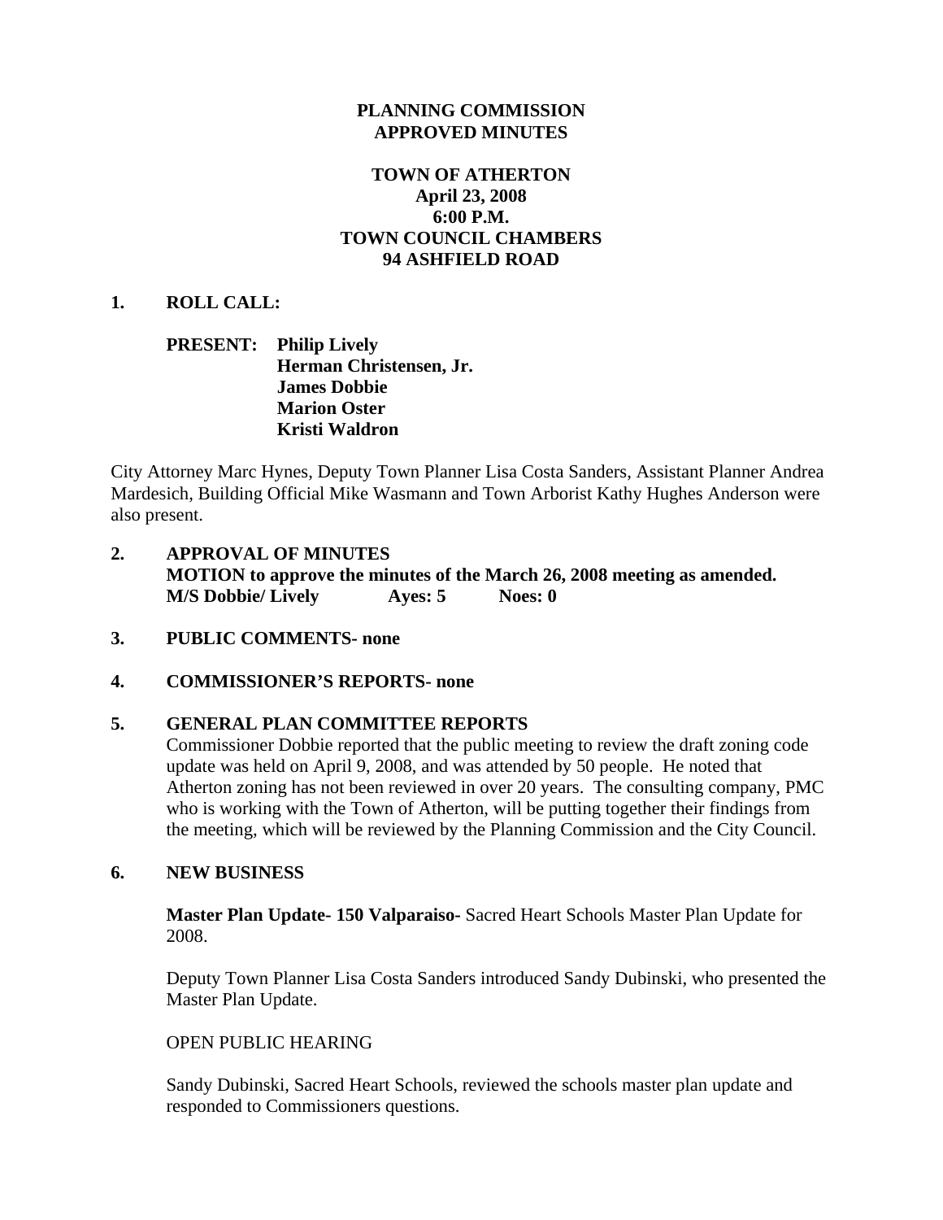# PLANNING COMMISSION
# APPROVED MINUTES

## TOWN OF ATHERTON
## April 23, 2008
## 6:00 P.M.
## TOWN COUNCIL CHAMBERS
## 94 ASHFIELD ROAD

**1. ROLL CALL:**

**PRESENT:** **Philip Lively**
**Herman Christensen, Jr.**
**James Dobbie**
**Marion Oster**
**Kristi Waldron**

City Attorney Marc Hynes, Deputy Town Planner Lisa Costa Sanders, Assistant Planner Andrea Mardesich, Building Official Mike Wasmann and Town Arborist Kathy Hughes Anderson were also present.

**2. APPROVAL OF MINUTES**
**MOTION to approve the minutes of the March 26, 2008 meeting as amended.**
**M/S Dobbie/ Lively Ayes: 5 Noes: 0**

**3. PUBLIC COMMENTS- none**

**4. COMMISSIONER'S REPORTS- none**

**5. GENERAL PLAN COMMITTEE REPORTS**

Commissioner Dobbie reported that the public meeting to review the draft zoning code update was held on April 9, 2008, and was attended by 50 people. He noted that Atherton zoning has not been reviewed in over 20 years. The consulting company, PMC who is working with the Town of Atherton, will be putting together their findings from the meeting, which will be reviewed by the Planning Commission and the City Council.

**6. NEW BUSINESS**

**Master Plan Update- 150 Valparaiso-** Sacred Heart Schools Master Plan Update for 2008.

Deputy Town Planner Lisa Costa Sanders introduced Sandy Dubinski, who presented the Master Plan Update.

OPEN PUBLIC HEARING

Sandy Dubinski, Sacred Heart Schools, reviewed the schools master plan update and responded to Commissioners questions.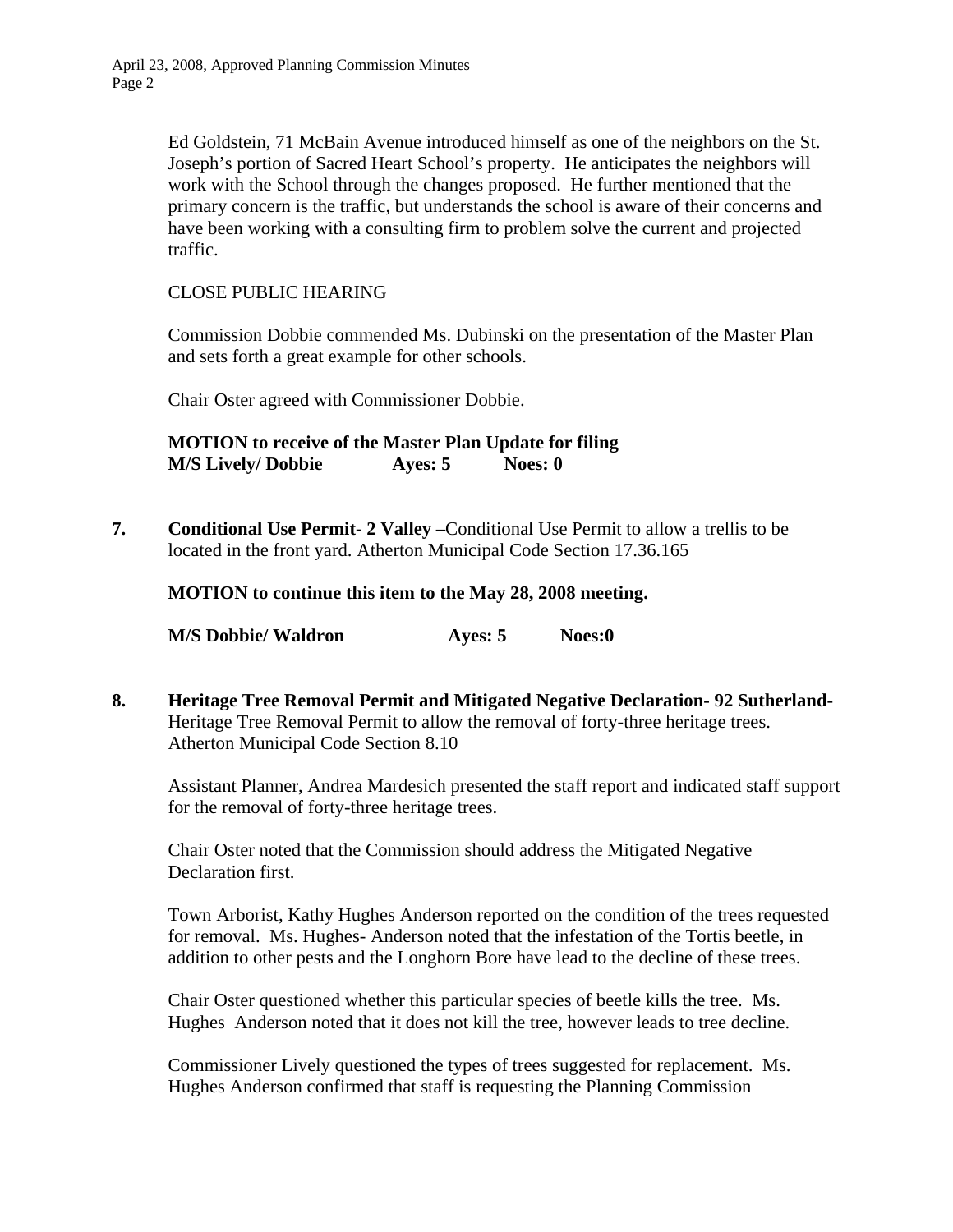Ed Goldstein, 71 McBain Avenue introduced himself as one of the neighbors on the St. Joseph's portion of Sacred Heart School's property. He anticipates the neighbors will work with the School through the changes proposed. He further mentioned that the primary concern is the traffic, but understands the school is aware of their concerns and have been working with a consulting firm to problem solve the current and projected traffic.

CLOSE PUBLIC HEARING

Commission Dobbie commended Ms. Dubinski on the presentation of the Master Plan and sets forth a great example for other schools.

Chair Oster agreed with Commissioner Dobbie.

**MOTION to receive of the Master Plan Update for filing**
**M/S Lively/ Dobbie Ayes: 5 Noes: 0**

**7. Conditional Use Permit- 2 Valley –**Conditional Use Permit to allow a trellis to be located in the front yard. Atherton Municipal Code Section 17.36.165

**MOTION to continue this item to the May 28, 2008 meeting.**

**M/S Dobbie/ Waldron Ayes: 5 Noes:0**

**8. Heritage Tree Removal Permit and Mitigated Negative Declaration- 92 Sutherland-** Heritage Tree Removal Permit to allow the removal of forty-three heritage trees. Atherton Municipal Code Section 8.10

Assistant Planner, Andrea Mardesich presented the staff report and indicated staff support for the removal of forty-three heritage trees.

Chair Oster noted that the Commission should address the Mitigated Negative Declaration first.

Town Arborist, Kathy Hughes Anderson reported on the condition of the trees requested for removal. Ms. Hughes- Anderson noted that the infestation of the Tortis beetle, in addition to other pests and the Longhorn Bore have lead to the decline of these trees.

Chair Oster questioned whether this particular species of beetle kills the tree. Ms. Hughes Anderson noted that it does not kill the tree, however leads to tree decline.

Commissioner Lively questioned the types of trees suggested for replacement. Ms. Hughes Anderson confirmed that staff is requesting the Planning Commission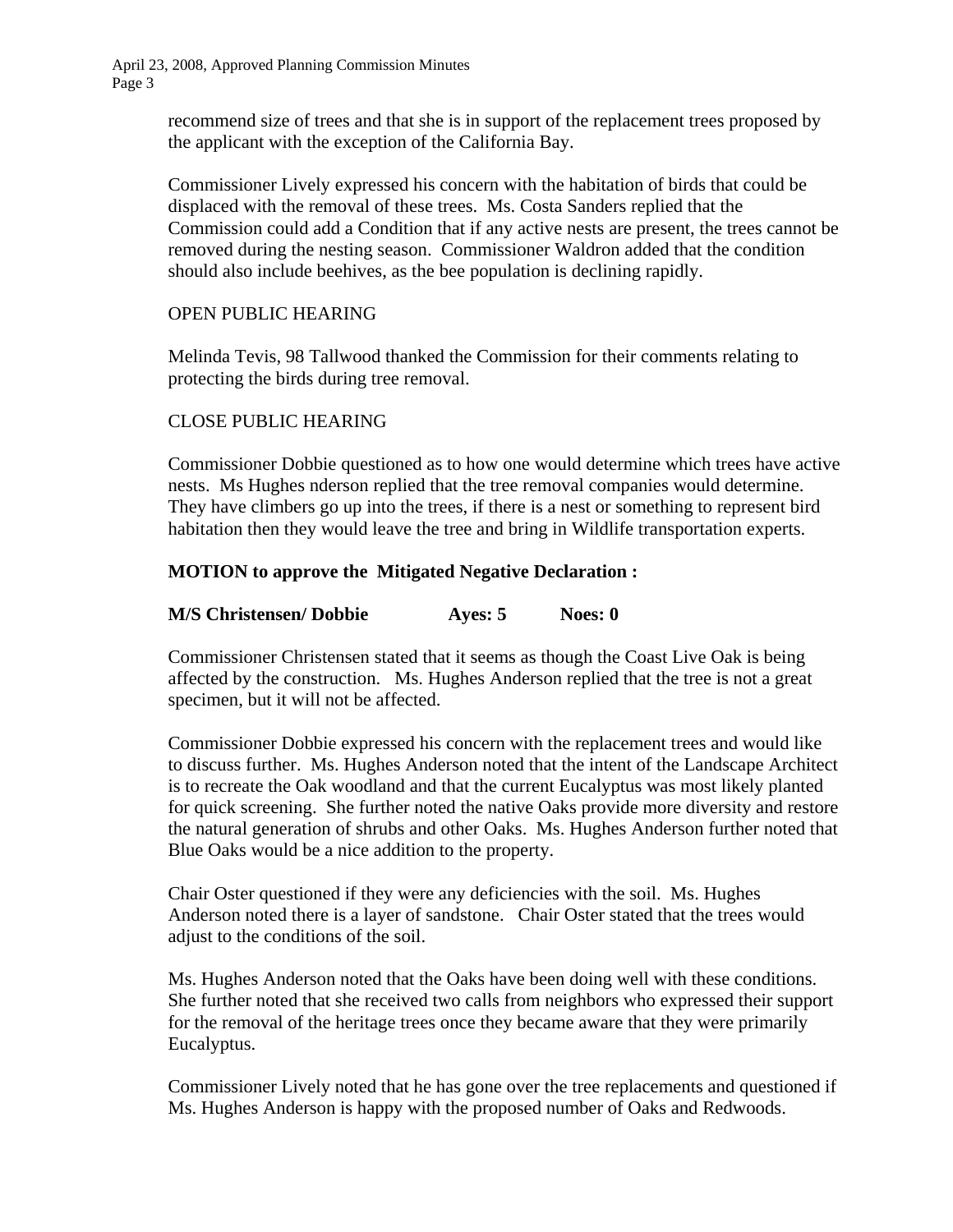recommend size of trees and that she is in support of the replacement trees proposed by the applicant with the exception of the California Bay.

Commissioner Lively expressed his concern with the habitation of birds that could be displaced with the removal of these trees. Ms. Costa Sanders replied that the Commission could add a Condition that if any active nests are present, the trees cannot be removed during the nesting season. Commissioner Waldron added that the condition should also include beehives, as the bee population is declining rapidly.

OPEN PUBLIC HEARING

Melinda Tevis, 98 Tallwood thanked the Commission for their comments relating to protecting the birds during tree removal.

CLOSE PUBLIC HEARING

Commissioner Dobbie questioned as to how one would determine which trees have active nests. Ms Hughes nderson replied that the tree removal companies would determine. They have climbers go up into the trees, if there is a nest or something to represent bird habitation then they would leave the tree and bring in Wildlife transportation experts.

**MOTION to approve the Mitigated Negative Declaration :**

**M/S Christensen/ Dobbie Ayes: 5 Noes: 0**

Commissioner Christensen stated that it seems as though the Coast Live Oak is being affected by the construction. Ms. Hughes Anderson replied that the tree is not a great specimen, but it will not be affected.

Commissioner Dobbie expressed his concern with the replacement trees and would like to discuss further. Ms. Hughes Anderson noted that the intent of the Landscape Architect is to recreate the Oak woodland and that the current Eucalyptus was most likely planted for quick screening. She further noted the native Oaks provide more diversity and restore the natural generation of shrubs and other Oaks. Ms. Hughes Anderson further noted that Blue Oaks would be a nice addition to the property.

Chair Oster questioned if they were any deficiencies with the soil. Ms. Hughes Anderson noted there is a layer of sandstone. Chair Oster stated that the trees would adjust to the conditions of the soil.

Ms. Hughes Anderson noted that the Oaks have been doing well with these conditions. She further noted that she received two calls from neighbors who expressed their support for the removal of the heritage trees once they became aware that they were primarily Eucalyptus.

Commissioner Lively noted that he has gone over the tree replacements and questioned if Ms. Hughes Anderson is happy with the proposed number of Oaks and Redwoods.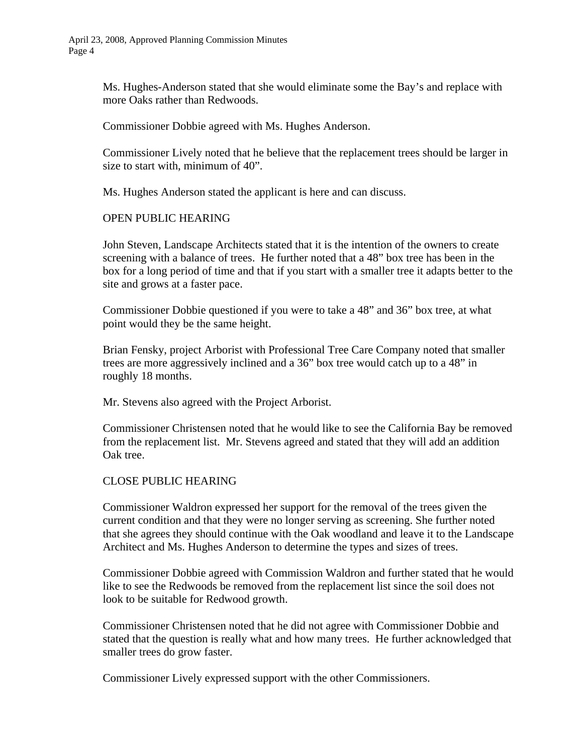Ms. Hughes-Anderson stated that she would eliminate some the Bay's and replace with more Oaks rather than Redwoods.

Commissioner Dobbie agreed with Ms. Hughes Anderson.

Commissioner Lively noted that he believe that the replacement trees should be larger in size to start with, minimum of 40".

Ms. Hughes Anderson stated the applicant is here and can discuss.

OPEN PUBLIC HEARING

John Steven, Landscape Architects stated that it is the intention of the owners to create screening with a balance of trees. He further noted that a 48" box tree has been in the box for a long period of time and that if you start with a smaller tree it adapts better to the site and grows at a faster pace.

Commissioner Dobbie questioned if you were to take a 48" and 36" box tree, at what point would they be the same height.

Brian Fensky, project Arborist with Professional Tree Care Company noted that smaller trees are more aggressively inclined and a 36" box tree would catch up to a 48" in roughly 18 months.

Mr. Stevens also agreed with the Project Arborist.

Commissioner Christensen noted that he would like to see the California Bay be removed from the replacement list. Mr. Stevens agreed and stated that they will add an addition Oak tree.

CLOSE PUBLIC HEARING

Commissioner Waldron expressed her support for the removal of the trees given the current condition and that they were no longer serving as screening. She further noted that she agrees they should continue with the Oak woodland and leave it to the Landscape Architect and Ms. Hughes Anderson to determine the types and sizes of trees.

Commissioner Dobbie agreed with Commission Waldron and further stated that he would like to see the Redwoods be removed from the replacement list since the soil does not look to be suitable for Redwood growth.

Commissioner Christensen noted that he did not agree with Commissioner Dobbie and stated that the question is really what and how many trees. He further acknowledged that smaller trees do grow faster.

Commissioner Lively expressed support with the other Commissioners.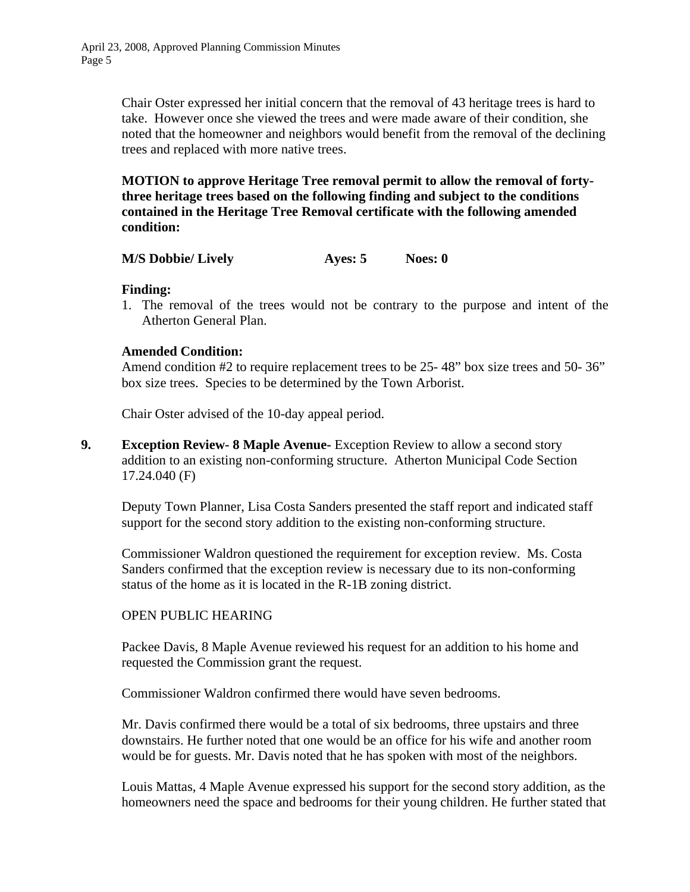Chair Oster expressed her initial concern that the removal of 43 heritage trees is hard to take. However once she viewed the trees and were made aware of their condition, she noted that the homeowner and neighbors would benefit from the removal of the declining trees and replaced with more native trees.

**MOTION to approve Heritage Tree removal permit to allow the removal of forty-three heritage trees based on the following finding and subject to the conditions contained in the Heritage Tree Removal certificate with the following amended condition:**

**M/S Dobbie/ Lively Ayes: 5 Noes: 0**

**Finding:**

1. The removal of the trees would not be contrary to the purpose and intent of the Atherton General Plan.

**Amended Condition:**

Amend condition #2 to require replacement trees to be 25- 48" box size trees and 50- 36" box size trees. Species to be determined by the Town Arborist.

Chair Oster advised of the 10-day appeal period.

**9. Exception Review- 8 Maple Avenue-** Exception Review to allow a second story addition to an existing non-conforming structure. Atherton Municipal Code Section 17.24.040 (F)

Deputy Town Planner, Lisa Costa Sanders presented the staff report and indicated staff support for the second story addition to the existing non-conforming structure.

Commissioner Waldron questioned the requirement for exception review. Ms. Costa Sanders confirmed that the exception review is necessary due to its non-conforming status of the home as it is located in the R-1B zoning district.

OPEN PUBLIC HEARING

Packee Davis, 8 Maple Avenue reviewed his request for an addition to his home and requested the Commission grant the request.

Commissioner Waldron confirmed there would have seven bedrooms.

Mr. Davis confirmed there would be a total of six bedrooms, three upstairs and three downstairs. He further noted that one would be an office for his wife and another room would be for guests. Mr. Davis noted that he has spoken with most of the neighbors.

Louis Mattas, 4 Maple Avenue expressed his support for the second story addition, as the homeowners need the space and bedrooms for their young children. He further stated that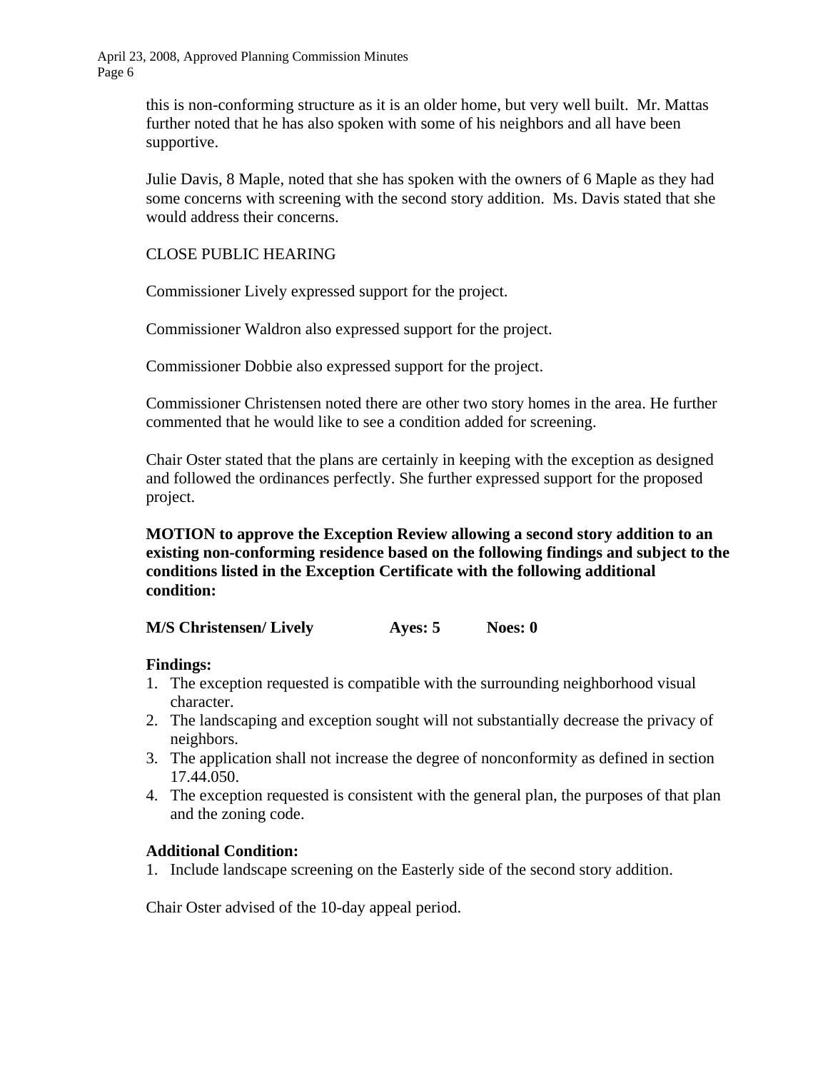this is non-conforming structure as it is an older home, but very well built. Mr. Mattas further noted that he has also spoken with some of his neighbors and all have been supportive.

Julie Davis, 8 Maple, noted that she has spoken with the owners of 6 Maple as they had some concerns with screening with the second story addition. Ms. Davis stated that she would address their concerns.

CLOSE PUBLIC HEARING

Commissioner Lively expressed support for the project.

Commissioner Waldron also expressed support for the project.

Commissioner Dobbie also expressed support for the project.

Commissioner Christensen noted there are other two story homes in the area. He further commented that he would like to see a condition added for screening.

Chair Oster stated that the plans are certainly in keeping with the exception as designed and followed the ordinances perfectly. She further expressed support for the proposed project.

**MOTION to approve the Exception Review allowing a second story addition to an existing non-conforming residence based on the following findings and subject to the conditions listed in the Exception Certificate with the following additional condition:**

**M/S Christensen/ Lively    Ayes: 5    Noes: 0**

**Findings:**

1. The exception requested is compatible with the surrounding neighborhood visual character.
2. The landscaping and exception sought will not substantially decrease the privacy of neighbors.
3. The application shall not increase the degree of nonconformity as defined in section 17.44.050.
4. The exception requested is consistent with the general plan, the purposes of that plan and the zoning code.

**Additional Condition:**

1. Include landscape screening on the Easterly side of the second story addition.

Chair Oster advised of the 10-day appeal period.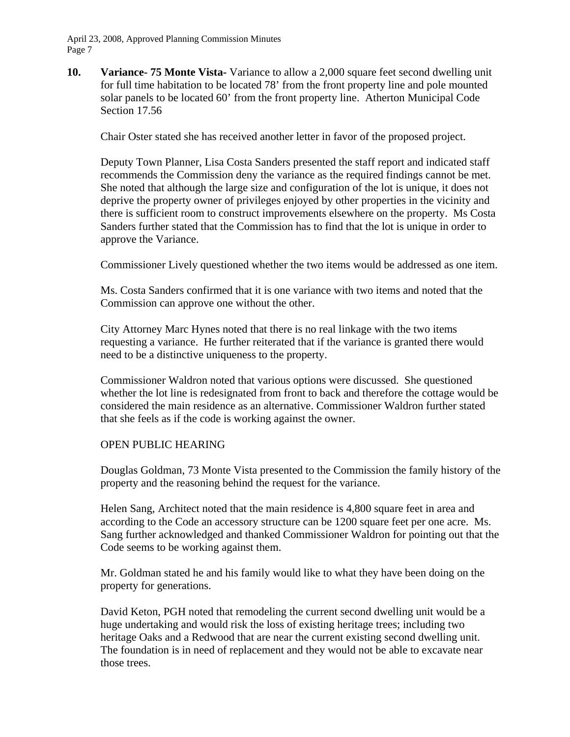**10.** **Variance- 75 Monte Vista-** Variance to allow a 2,000 square feet second dwelling unit for full time habitation to be located 78' from the front property line and pole mounted solar panels to be located 60' from the front property line. Atherton Municipal Code Section 17.56

Chair Oster stated she has received another letter in favor of the proposed project.

Deputy Town Planner, Lisa Costa Sanders presented the staff report and indicated staff recommends the Commission deny the variance as the required findings cannot be met. She noted that although the large size and configuration of the lot is unique, it does not deprive the property owner of privileges enjoyed by other properties in the vicinity and there is sufficient room to construct improvements elsewhere on the property. Ms Costa Sanders further stated that the Commission has to find that the lot is unique in order to approve the Variance.

Commissioner Lively questioned whether the two items would be addressed as one item.

Ms. Costa Sanders confirmed that it is one variance with two items and noted that the Commission can approve one without the other.

City Attorney Marc Hynes noted that there is no real linkage with the two items requesting a variance. He further reiterated that if the variance is granted there would need to be a distinctive uniqueness to the property.

Commissioner Waldron noted that various options were discussed. She questioned whether the lot line is redesignated from front to back and therefore the cottage would be considered the main residence as an alternative. Commissioner Waldron further stated that she feels as if the code is working against the owner.

OPEN PUBLIC HEARING

Douglas Goldman, 73 Monte Vista presented to the Commission the family history of the property and the reasoning behind the request for the variance.

Helen Sang, Architect noted that the main residence is 4,800 square feet in area and according to the Code an accessory structure can be 1200 square feet per one acre. Ms. Sang further acknowledged and thanked Commissioner Waldron for pointing out that the Code seems to be working against them.

Mr. Goldman stated he and his family would like to what they have been doing on the property for generations.

David Keton, PGH noted that remodeling the current second dwelling unit would be a huge undertaking and would risk the loss of existing heritage trees; including two heritage Oaks and a Redwood that are near the current existing second dwelling unit. The foundation is in need of replacement and they would not be able to excavate near those trees.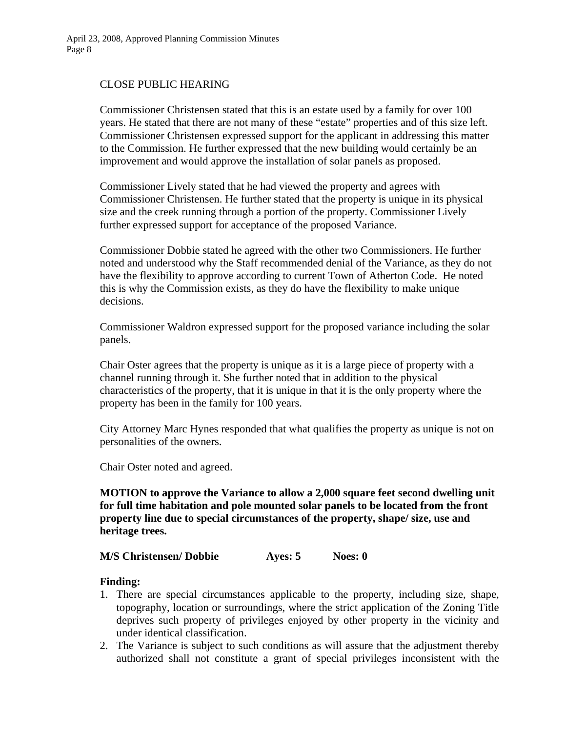CLOSE PUBLIC HEARING

Commissioner Christensen stated that this is an estate used by a family for over 100 years. He stated that there are not many of these "estate" properties and of this size left. Commissioner Christensen expressed support for the applicant in addressing this matter to the Commission. He further expressed that the new building would certainly be an improvement and would approve the installation of solar panels as proposed.

Commissioner Lively stated that he had viewed the property and agrees with Commissioner Christensen. He further stated that the property is unique in its physical size and the creek running through a portion of the property. Commissioner Lively further expressed support for acceptance of the proposed Variance.

Commissioner Dobbie stated he agreed with the other two Commissioners. He further noted and understood why the Staff recommended denial of the Variance, as they do not have the flexibility to approve according to current Town of Atherton Code. He noted this is why the Commission exists, as they do have the flexibility to make unique decisions.

Commissioner Waldron expressed support for the proposed variance including the solar panels.

Chair Oster agrees that the property is unique as it is a large piece of property with a channel running through it. She further noted that in addition to the physical characteristics of the property, that it is unique in that it is the only property where the property has been in the family for 100 years.

City Attorney Marc Hynes responded that what qualifies the property as unique is not on personalities of the owners.

Chair Oster noted and agreed.

**MOTION to approve the Variance to allow a 2,000 square feet second dwelling unit for full time habitation and pole mounted solar panels to be located from the front property line due to special circumstances of the property, shape/ size, use and heritage trees.**

**M/S Christensen/ Dobbie          Ayes: 5          Noes: 0**

**Finding:**

1. There are special circumstances applicable to the property, including size, shape, topography, location or surroundings, where the strict application of the Zoning Title deprives such property of privileges enjoyed by other property in the vicinity and under identical classification.
2. The Variance is subject to such conditions as will assure that the adjustment thereby authorized shall not constitute a grant of special privileges inconsistent with the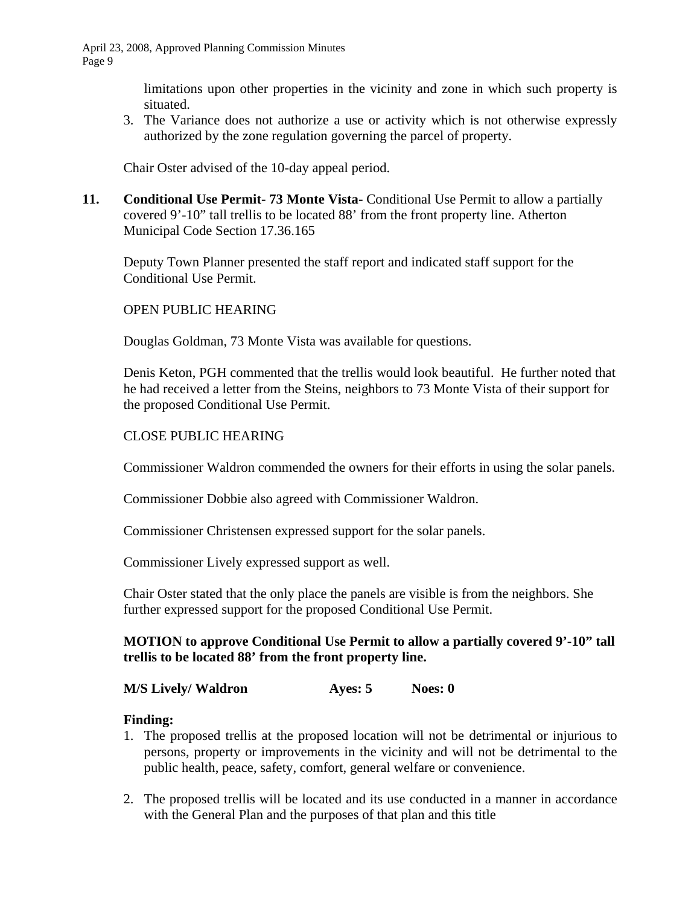limitations upon other properties in the vicinity and zone in which such property is situated.

3. The Variance does not authorize a use or activity which is not otherwise expressly authorized by the zone regulation governing the parcel of property.

Chair Oster advised of the 10-day appeal period.

**11. Conditional Use Permit- 73 Monte Vista-** Conditional Use Permit to allow a partially covered 9'-10" tall trellis to be located 88' from the front property line. Atherton Municipal Code Section 17.36.165

Deputy Town Planner presented the staff report and indicated staff support for the Conditional Use Permit.

OPEN PUBLIC HEARING

Douglas Goldman, 73 Monte Vista was available for questions.

Denis Keton, PGH commented that the trellis would look beautiful. He further noted that he had received a letter from the Steins, neighbors to 73 Monte Vista of their support for the proposed Conditional Use Permit.

CLOSE PUBLIC HEARING

Commissioner Waldron commended the owners for their efforts in using the solar panels.

Commissioner Dobbie also agreed with Commissioner Waldron.

Commissioner Christensen expressed support for the solar panels.

Commissioner Lively expressed support as well.

Chair Oster stated that the only place the panels are visible is from the neighbors. She further expressed support for the proposed Conditional Use Permit.

**MOTION to approve Conditional Use Permit to allow a partially covered 9'-10" tall trellis to be located 88' from the front property line.**

**M/S Lively/ Waldron Ayes: 5 Noes: 0**

**Finding:**

1. The proposed trellis at the proposed location will not be detrimental or injurious to persons, property or improvements in the vicinity and will not be detrimental to the public health, peace, safety, comfort, general welfare or convenience.

2. The proposed trellis will be located and its use conducted in a manner in accordance with the General Plan and the purposes of that plan and this title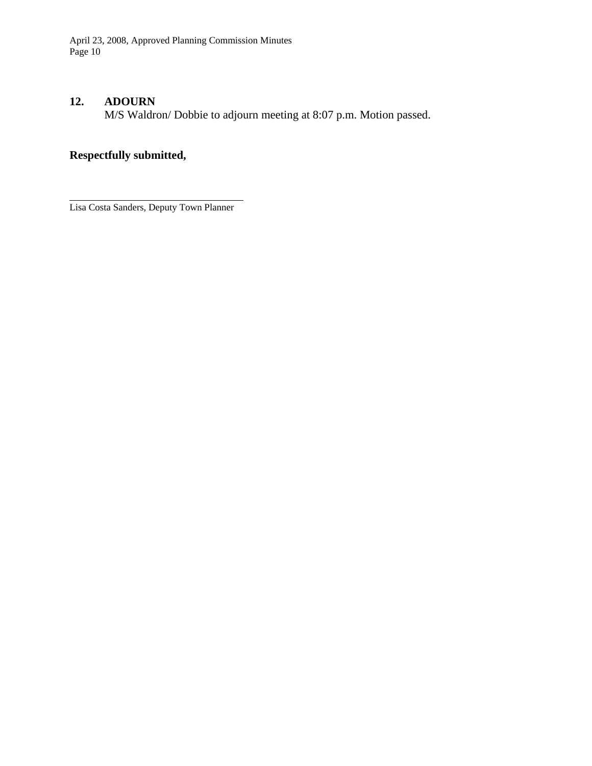**12. ADOURN**

M/S Waldron/ Dobbie to adjourn meeting at 8:07 p.m. Motion passed.

**Respectfully submitted,**

\_\_\_\_\_\_\_\_\_\_\_\_\_\_\_\_\_\_\_\_\_\_\_\_\_\_\_\_\_\_\_\_\_\_\_

Lisa Costa Sanders, Deputy Town Planner